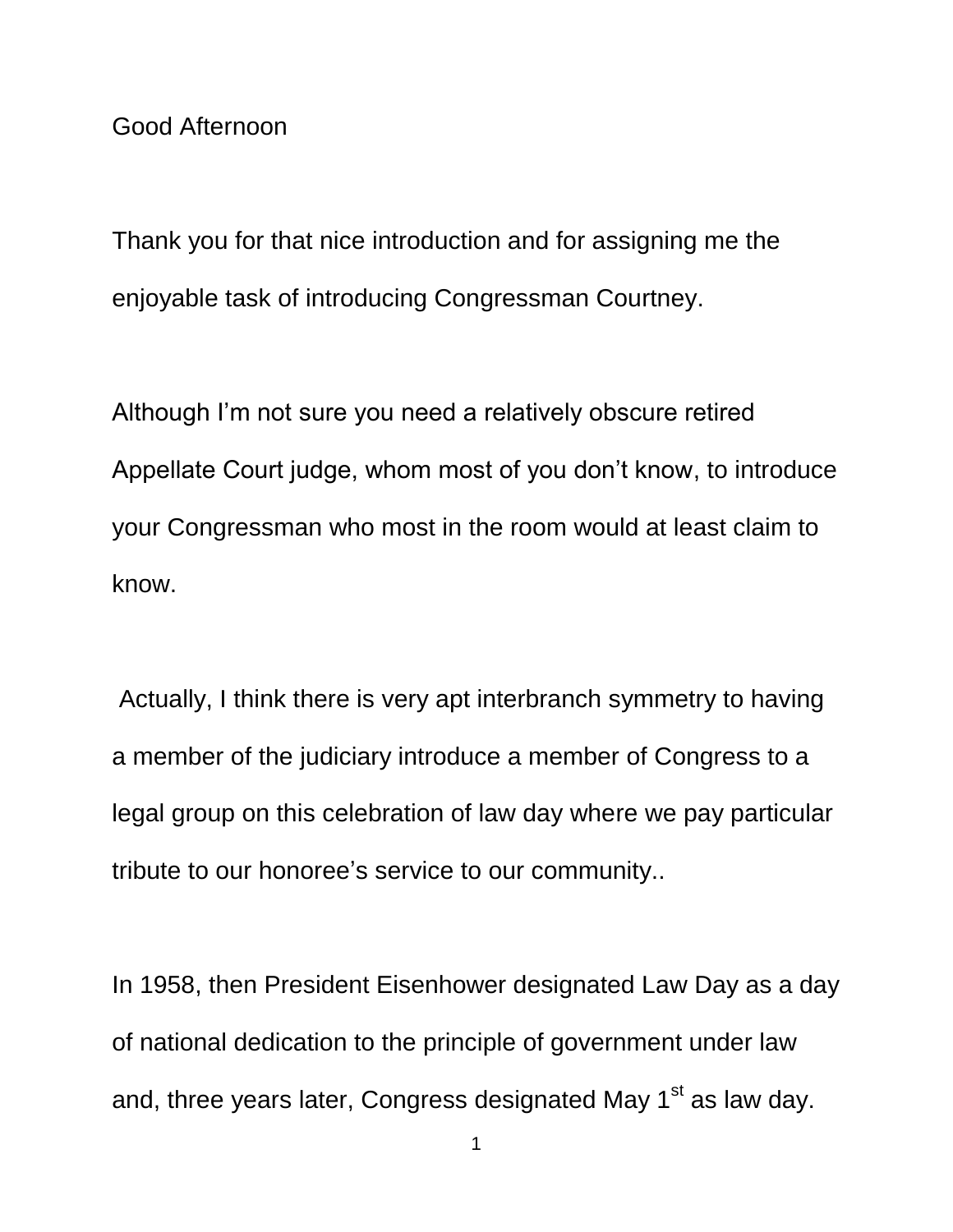Good Afternoon

Thank you for that nice introduction and for assigning me the enjoyable task of introducing Congressman Courtney.

Although I'm not sure you need a relatively obscure retired Appellate Court judge, whom most of you don't know, to introduce your Congressman who most in the room would at least claim to know.

Actually, I think there is very apt interbranch symmetry to having a member of the judiciary introduce a member of Congress to a legal group on this celebration of law day where we pay particular tribute to our honoree's service to our community..

In 1958, then President Eisenhower designated Law Day as a day of national dedication to the principle of government under law and, three years later, Congress designated May 1st as law day.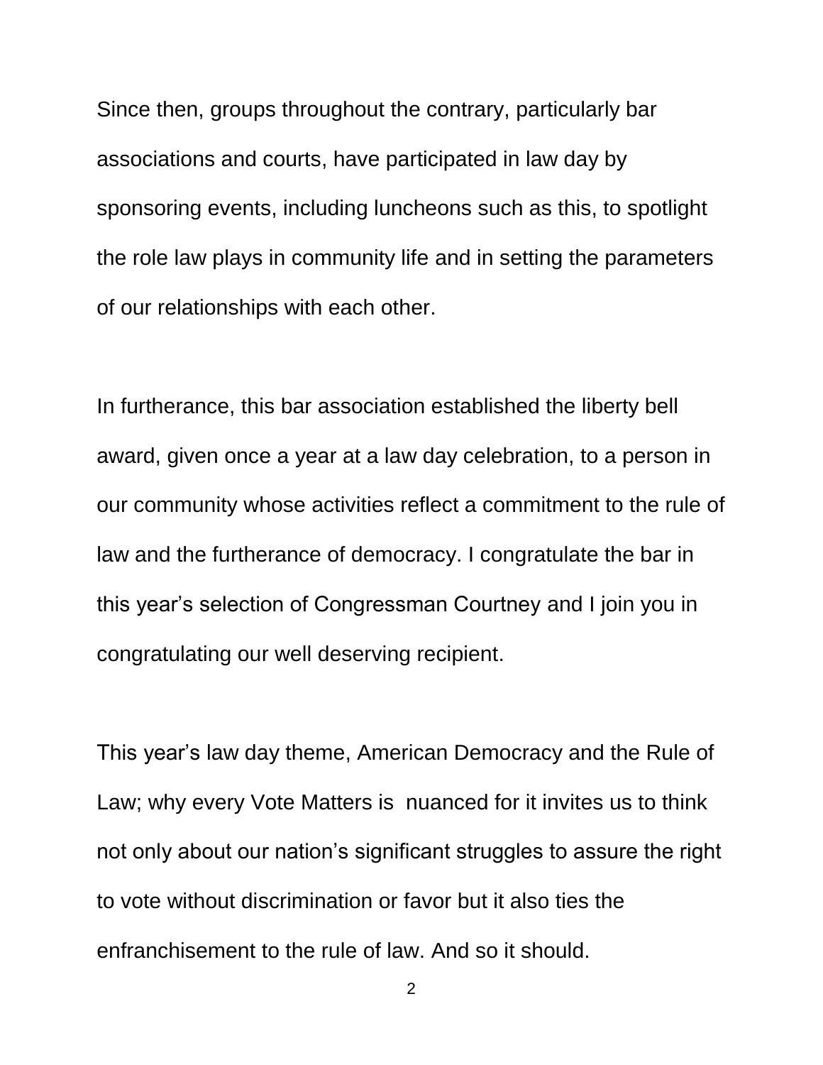Since then, groups throughout the contrary, particularly bar associations and courts, have participated in law day by sponsoring events, including luncheons such as this, to spotlight the role law plays in community life and in setting the parameters of our relationships with each other.

In furtherance, this bar association established the liberty bell award, given once a year at a law day celebration, to a person in our community whose activities reflect a commitment to the rule of law and the furtherance of democracy. I congratulate the bar in this year's selection of Congressman Courtney and I join you in congratulating our well deserving recipient.

This year's law day theme, American Democracy and the Rule of Law; why every Vote Matters is nuanced for it invites us to think not only about our nation's significant struggles to assure the right to vote without discrimination or favor but it also ties the enfranchisement to the rule of law. And so it should.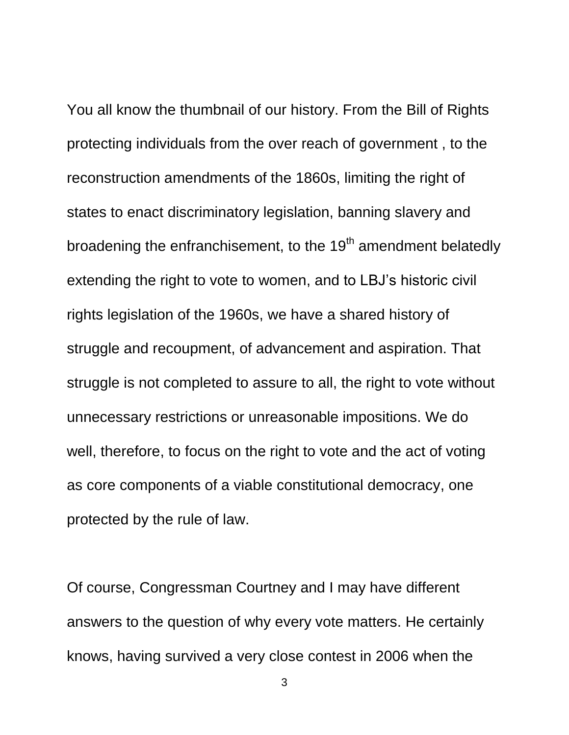You all know the thumbnail of our history. From the Bill of Rights protecting individuals from the over reach of government , to the reconstruction amendments of the 1860s, limiting the right of states to enact discriminatory legislation, banning slavery and broadening the enfranchisement, to the 19th amendment belatedly extending the right to vote to women, and to LBJ's historic civil rights legislation of the 1960s, we have a shared history of struggle and recoupment, of advancement and aspiration. That struggle is not completed to assure to all, the right to vote without unnecessary restrictions or unreasonable impositions. We do well, therefore, to focus on the right to vote and the act of voting as core components of a viable constitutional democracy, one protected by the rule of law.

Of course, Congressman Courtney and I may have different answers to the question of why every vote matters. He certainly knows, having survived a very close contest in 2006 when the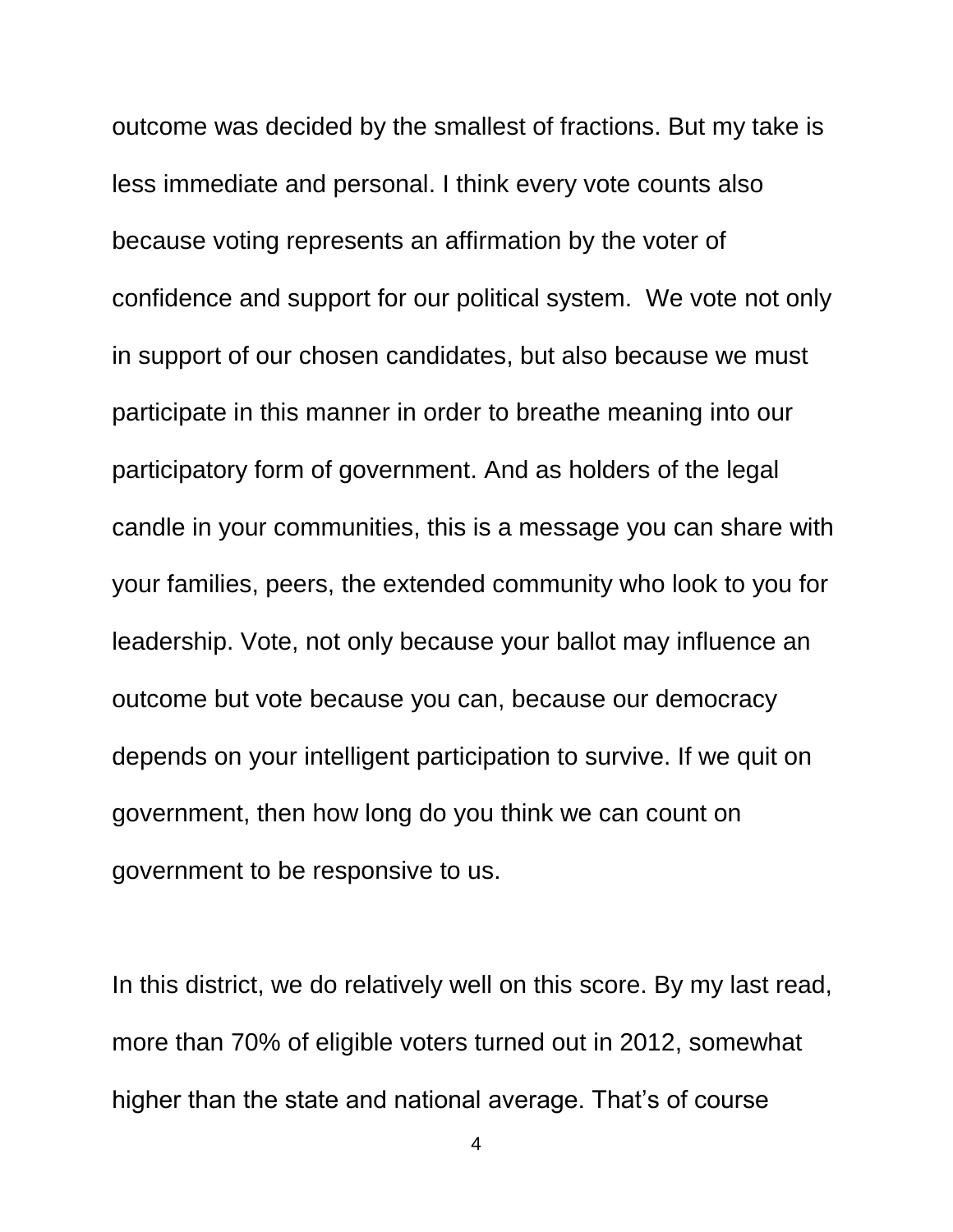outcome was decided by the smallest of fractions. But my take is less immediate and personal. I think every vote counts also because voting represents an affirmation by the voter of confidence and support for our political system.  We vote not only in support of our chosen candidates, but also because we must participate in this manner in order to breathe meaning into our participatory form of government. And as holders of the legal candle in your communities, this is a message you can share with your families, peers, the extended community who look to you for leadership. Vote, not only because your ballot may influence an outcome but vote because you can, because our democracy depends on your intelligent participation to survive. If we quit on government, then how long do you think we can count on government to be responsive to us.

In this district, we do relatively well on this score. By my last read, more than 70% of eligible voters turned out in 2012, somewhat higher than the state and national average. That's of course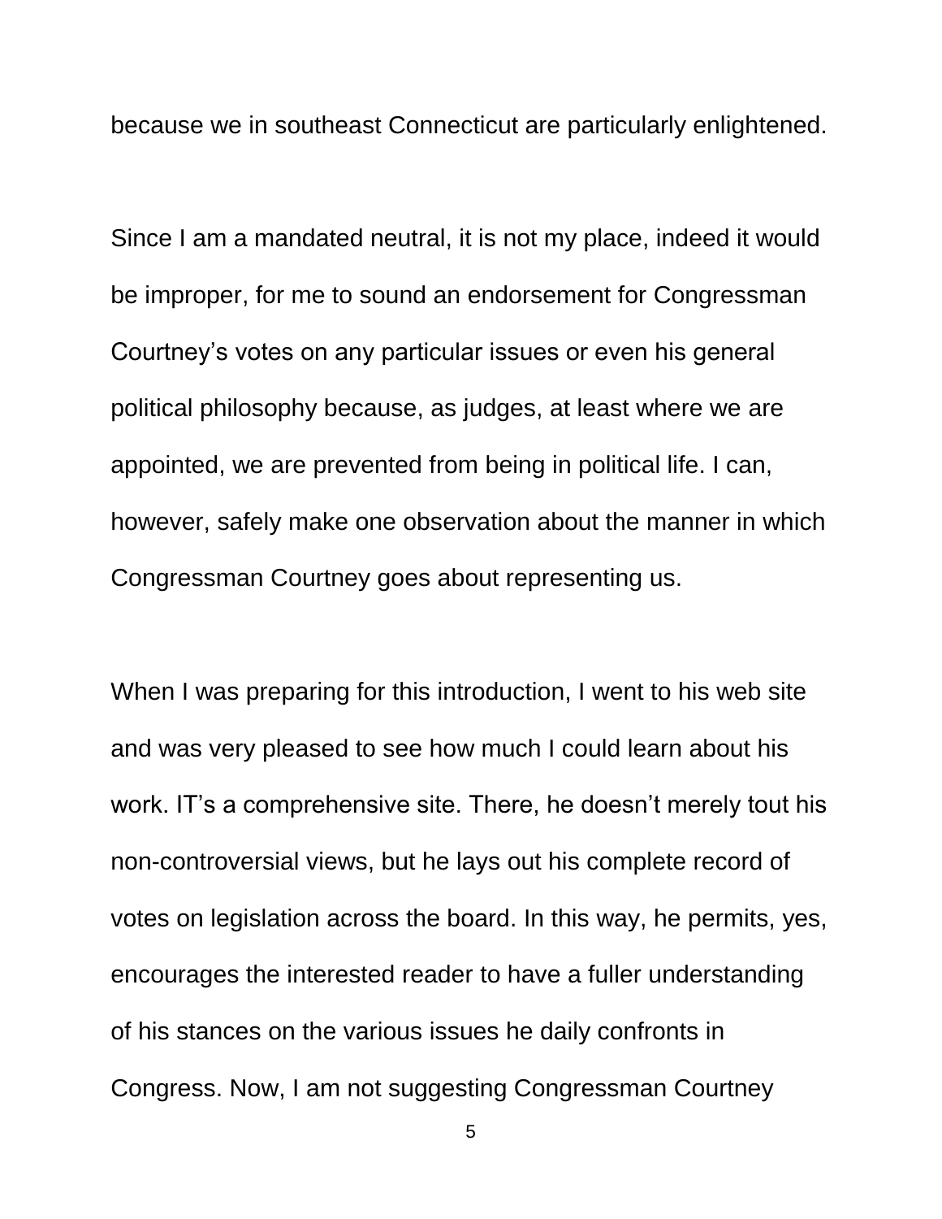because we in southeast Connecticut are particularly enlightened.

Since I am a mandated neutral, it is not my place, indeed it would be improper, for me to sound an endorsement for Congressman Courtney's votes on any particular issues or even his general political philosophy because, as judges, at least where we are appointed, we are prevented from being in political life. I can, however, safely make one observation about the manner in which Congressman Courtney goes about representing us.

When I was preparing for this introduction, I went to his web site and was very pleased to see how much I could learn about his work. IT's a comprehensive site. There, he doesn't merely tout his non-controversial views, but he lays out his complete record of votes on legislation across the board. In this way, he permits, yes, encourages the interested reader to have a fuller understanding of his stances on the various issues he daily confronts in Congress. Now, I am not suggesting Congressman Courtney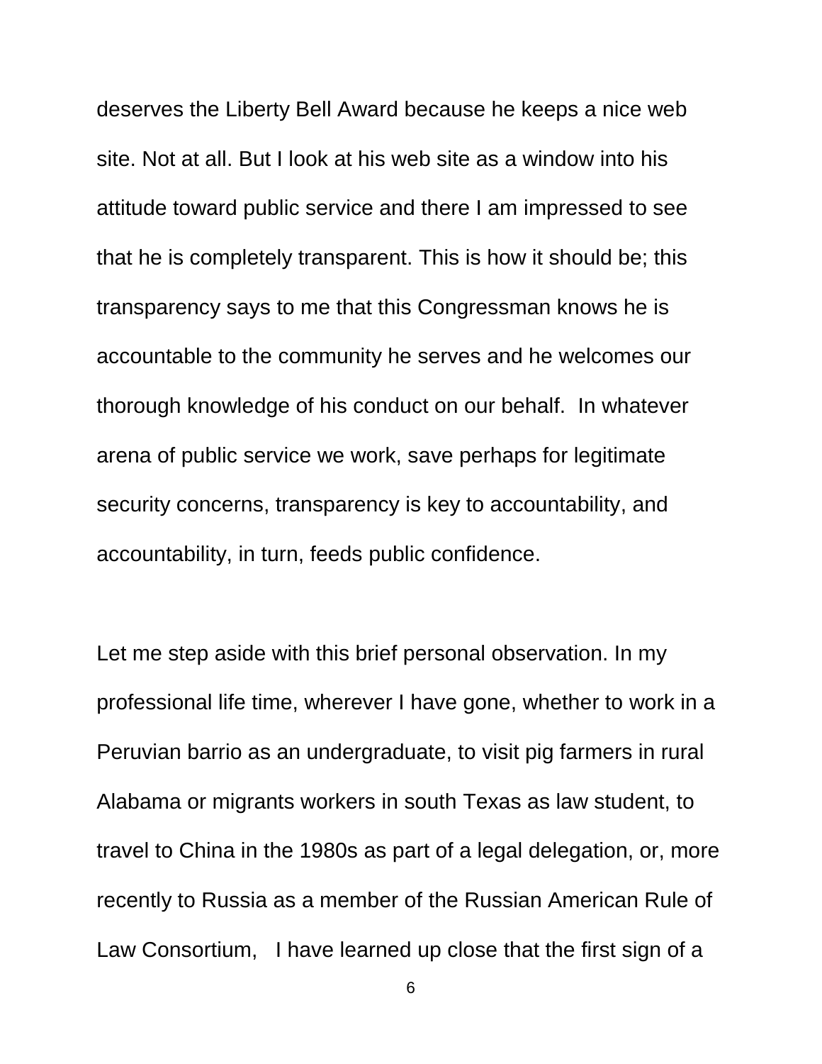deserves the Liberty Bell Award because he keeps a nice web site. Not at all. But I look at his web site as a window into his attitude toward public service and there I am impressed to see that he is completely transparent. This is how it should be; this transparency says to me that this Congressman knows he is accountable to the community he serves and he welcomes our thorough knowledge of his conduct on our behalf. In whatever arena of public service we work, save perhaps for legitimate security concerns, transparency is key to accountability, and accountability, in turn, feeds public confidence.

Let me step aside with this brief personal observation. In my professional life time, wherever I have gone, whether to work in a Peruvian barrio as an undergraduate, to visit pig farmers in rural Alabama or migrants workers in south Texas as law student, to travel to China in the 1980s as part of a legal delegation, or, more recently to Russia as a member of the Russian American Rule of Law Consortium, I have learned up close that the first sign of a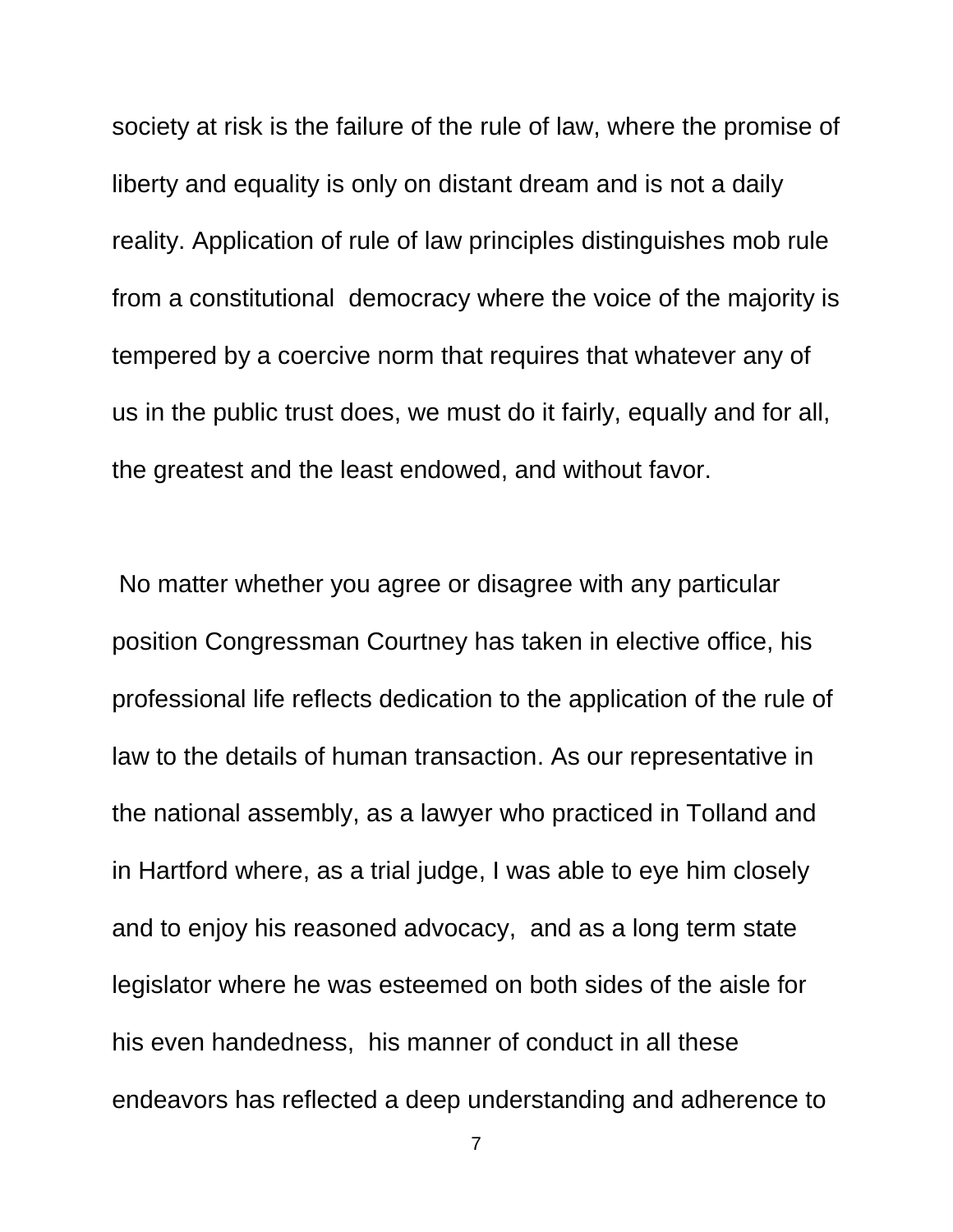society at risk is the failure of the rule of law, where the promise of liberty and equality is only on distant dream and is not a daily reality. Application of rule of law principles distinguishes mob rule from a constitutional democracy where the voice of the majority is tempered by a coercive norm that requires that whatever any of us in the public trust does, we must do it fairly, equally and for all, the greatest and the least endowed, and without favor.

No matter whether you agree or disagree with any particular position Congressman Courtney has taken in elective office, his professional life reflects dedication to the application of the rule of law to the details of human transaction. As our representative in the national assembly, as a lawyer who practiced in Tolland and in Hartford where, as a trial judge, I was able to eye him closely and to enjoy his reasoned advocacy, and as a long term state legislator where he was esteemed on both sides of the aisle for his even handedness, his manner of conduct in all these endeavors has reflected a deep understanding and adherence to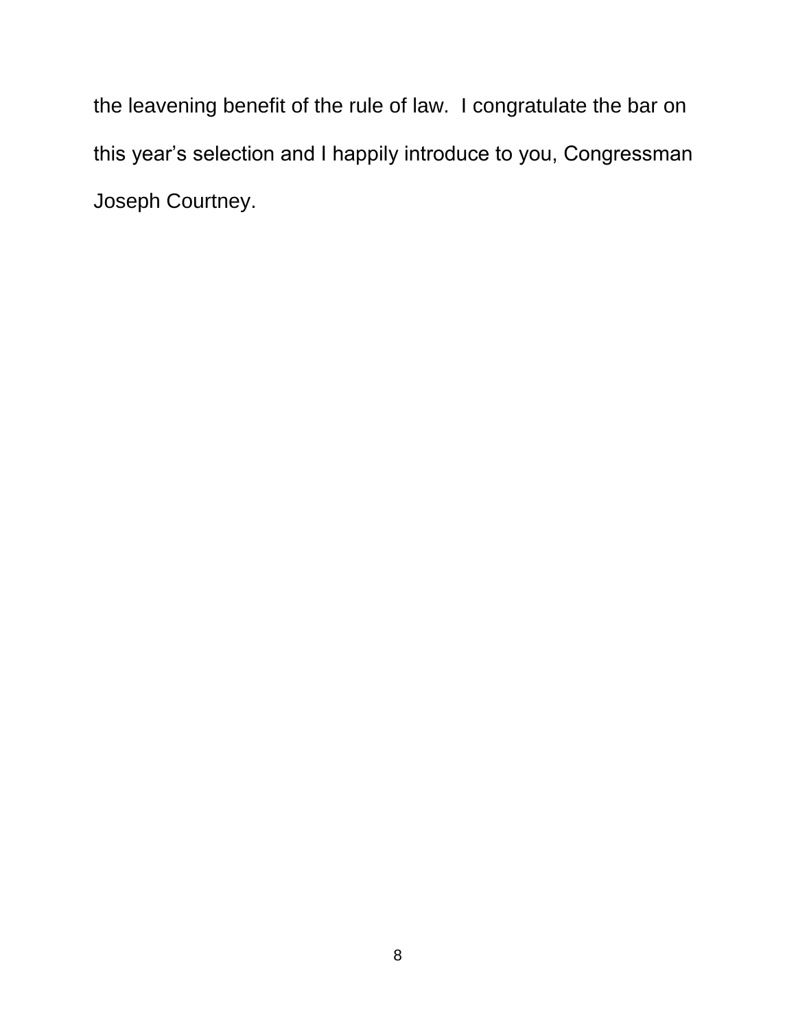the leavening benefit of the rule of law. I congratulate the bar on this year's selection and I happily introduce to you, Congressman Joseph Courtney.